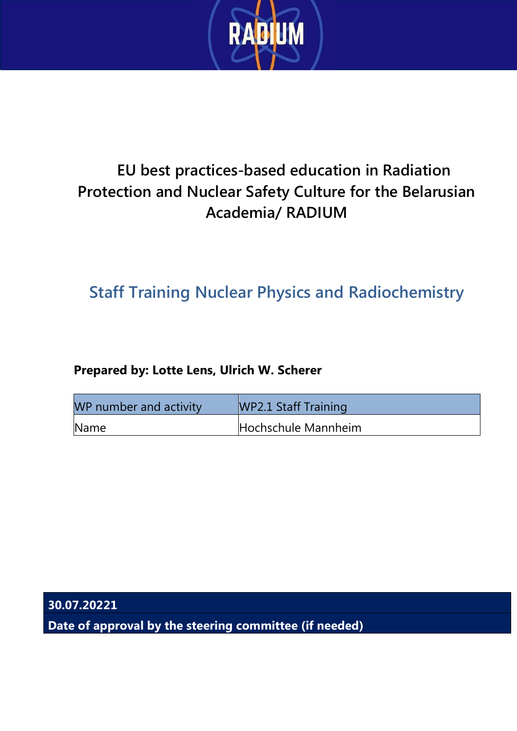RADIUM

# EU best practices-based education in Radiation Protection and Nuclear Safety Culture for the Belarusian Academia/ RADIUM

## Staff Training Nuclear Physics and Radiochemistry

**Prepared by: Lotte Lens, Ulrich W. Scherer**

| WP number and activity | WP2.1 Staff Training |
| --- | --- |
| Name | Hochschule Mannheim |

**30.07.20221**

**Date of approval by the steering committee (if needed)**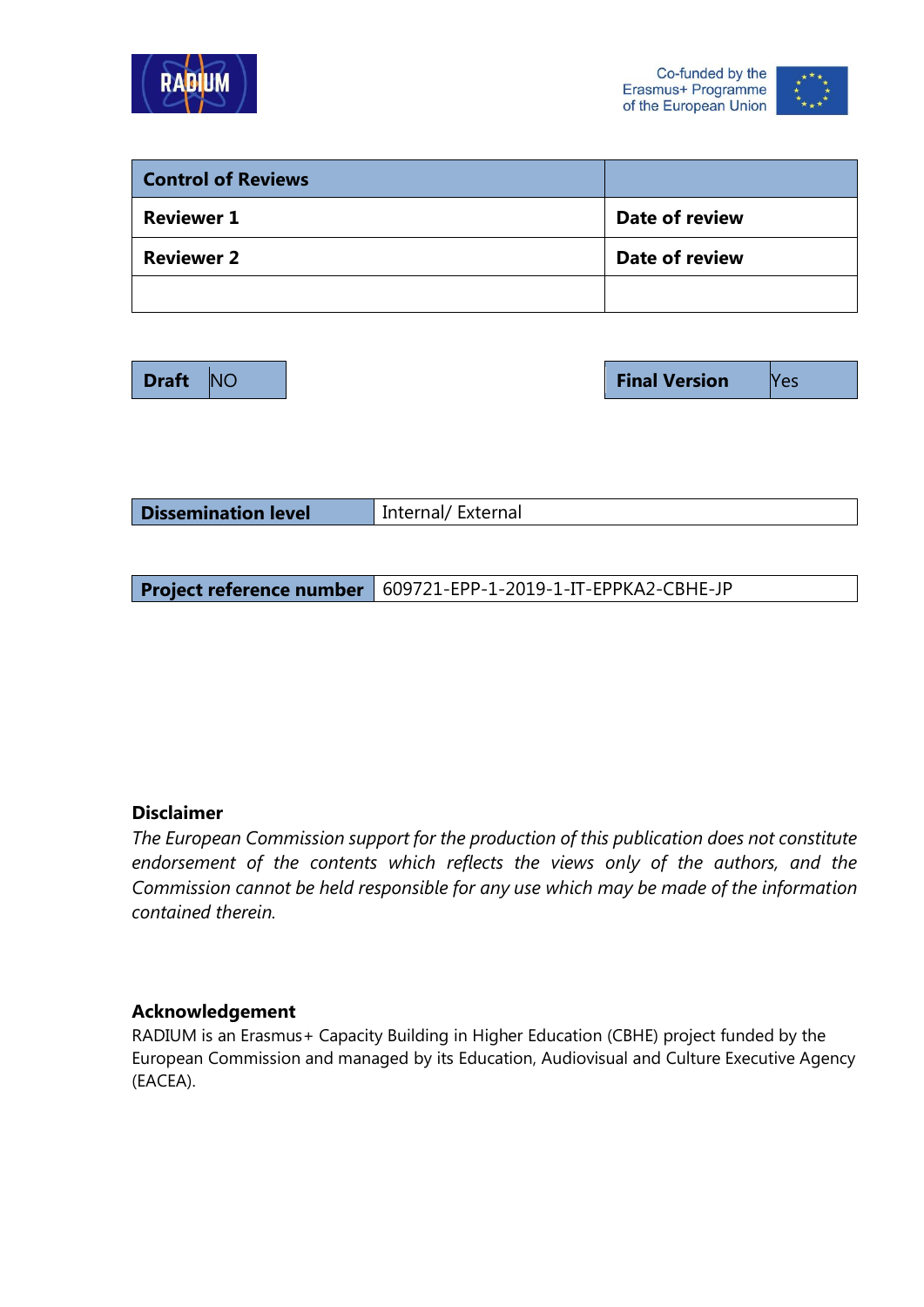| Control of Reviews | |
|---|---|
| **Reviewer 1** | **Date of review** |
| **Reviewer 2** | **Date of review** |
| | |

| **Draft** | NO |
|---|---|

| **Final Version** | Yes |
|---|---|

| **Dissemination level** | Internal/ External |
|---|---|

| **Project reference number** | 609721-EPP-1-2019-1-IT-EPPKA2-CBHE-JP |
|---|---|

**Disclaimer**

*The European Commission support for the production of this publication does not constitute endorsement of the contents which reflects the views only of the authors, and the Commission cannot be held responsible for any use which may be made of the information contained therein.*

**Acknowledgement**

RADIUM is an Erasmus+ Capacity Building in Higher Education (CBHE) project funded by the European Commission and managed by its Education, Audiovisual and Culture Executive Agency (EACEA).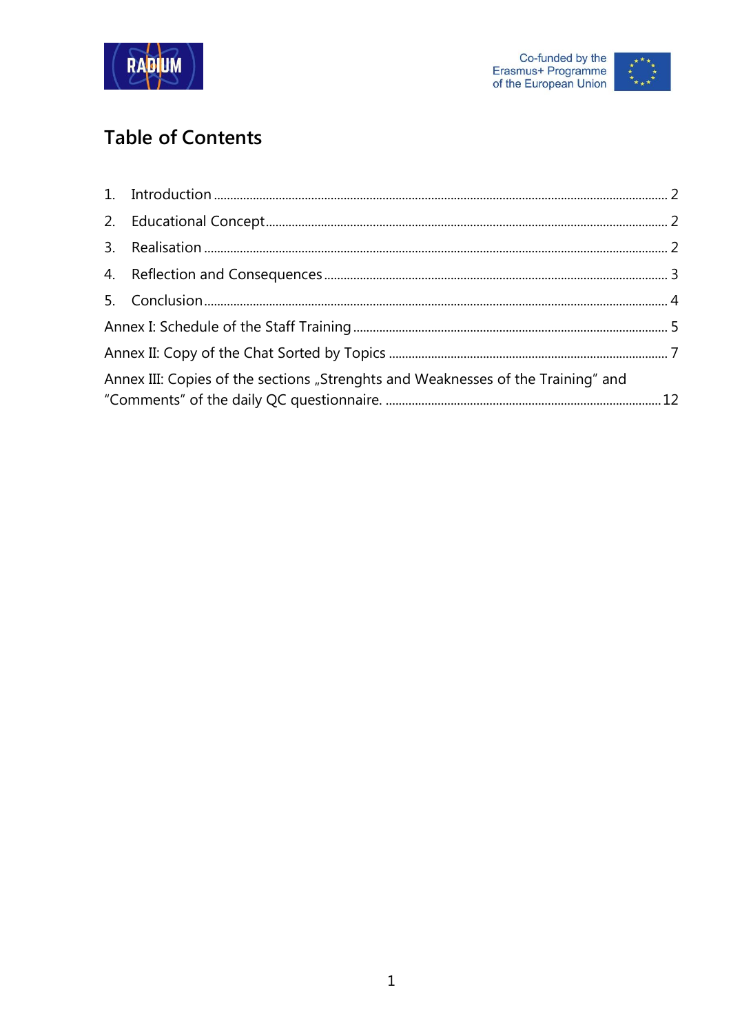## Table of Contents

1. Introduction ........................................................................................................................ 2
2. Educational Concept ........................................................................................................... 2
3. Realisation ........................................................................................................................... 2
4. Reflection and Consequences ............................................................................................ 3
5. Conclusion ........................................................................................................................... 4

Annex I: Schedule of the Staff Training ................................................................................ 5

Annex II: Copy of the Chat Sorted by Topics ....................................................................... 7

Annex III: Copies of the sections „Strenghts and Weaknesses of the Training" and "Comments" of the daily QC questionnaire. ............................................................................ 12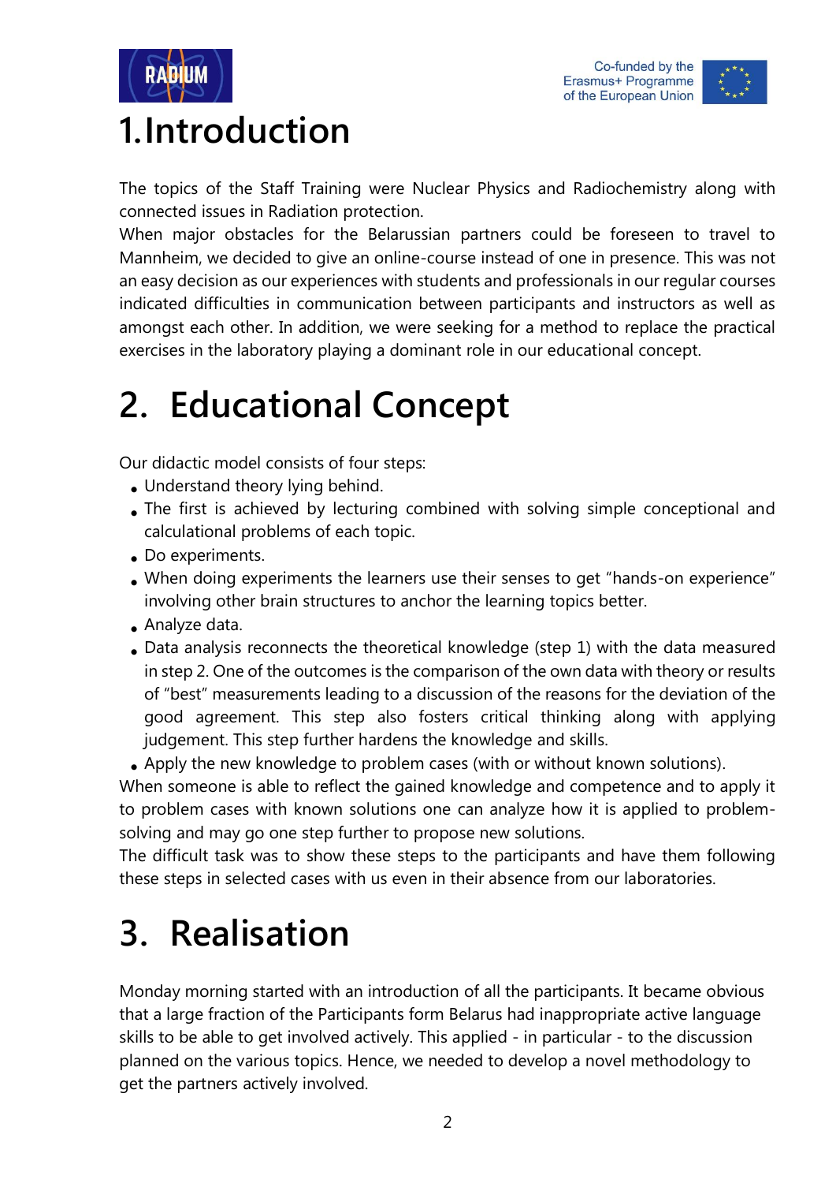# 1. Introduction

The topics of the Staff Training were Nuclear Physics and Radiochemistry along with connected issues in Radiation protection.
When major obstacles for the Belarussian partners could be foreseen to travel to Mannheim, we decided to give an online-course instead of one in presence. This was not an easy decision as our experiences with students and professionals in our regular courses indicated difficulties in communication between participants and instructors as well as amongst each other. In addition, we were seeking for a method to replace the practical exercises in the laboratory playing a dominant role in our educational concept.

# 2. Educational Concept

Our didactic model consists of four steps:

- Understand theory lying behind.
- The first is achieved by lecturing combined with solving simple conceptional and calculational problems of each topic.
- Do experiments.
- When doing experiments the learners use their senses to get "hands-on experience" involving other brain structures to anchor the learning topics better.
- Analyze data.
- Data analysis reconnects the theoretical knowledge (step 1) with the data measured in step 2. One of the outcomes is the comparison of the own data with theory or results of "best" measurements leading to a discussion of the reasons for the deviation of the good agreement. This step also fosters critical thinking along with applying judgement. This step further hardens the knowledge and skills.
- Apply the new knowledge to problem cases (with or without known solutions).

When someone is able to reflect the gained knowledge and competence and to apply it to problem cases with known solutions one can analyze how it is applied to problem-solving and may go one step further to propose new solutions.
The difficult task was to show these steps to the participants and have them following these steps in selected cases with us even in their absence from our laboratories.

# 3. Realisation

Monday morning started with an introduction of all the participants. It became obvious that a large fraction of the Participants form Belarus had inappropriate active language skills to be able to get involved actively. This applied - in particular - to the discussion planned on the various topics. Hence, we needed to develop a novel methodology to get the partners actively involved.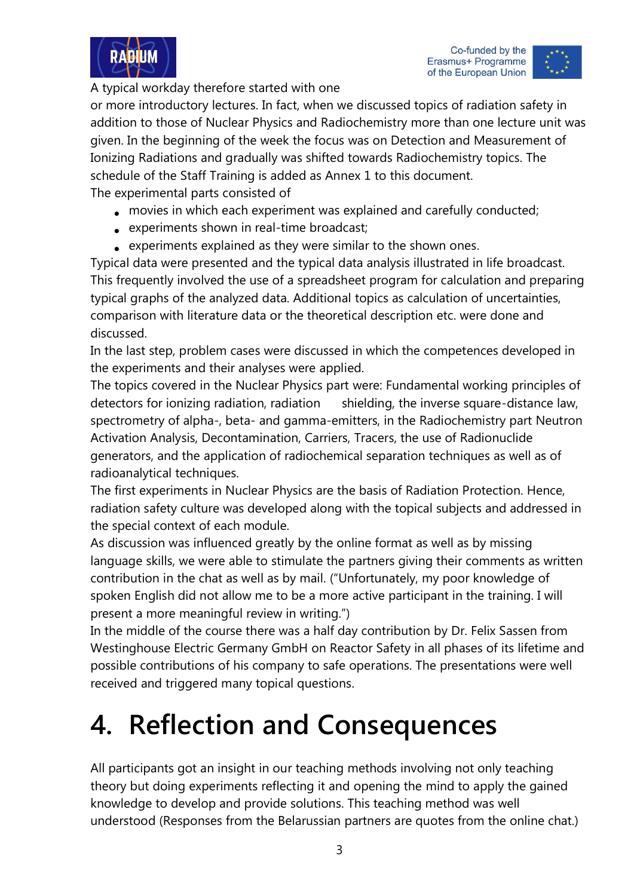A typical workday therefore started with one or more introductory lectures. In fact, when we discussed topics of radiation safety in addition to those of Nuclear Physics and Radiochemistry more than one lecture unit was given. In the beginning of the week the focus was on Detection and Measurement of Ionizing Radiations and gradually was shifted towards Radiochemistry topics. The schedule of the Staff Training is added as Annex 1 to this document.

The experimental parts consisted of

- movies in which each experiment was explained and carefully conducted;
- experiments shown in real-time broadcast;
- experiments explained as they were similar to the shown ones.

Typical data were presented and the typical data analysis illustrated in life broadcast. This frequently involved the use of a spreadsheet program for calculation and preparing typical graphs of the analyzed data. Additional topics as calculation of uncertainties, comparison with literature data or the theoretical description etc. were done and discussed.

In the last step, problem cases were discussed in which the competences developed in the experiments and their analyses were applied.

The topics covered in the Nuclear Physics part were: Fundamental working principles of detectors for ionizing radiation, radiation shielding, the inverse square-distance law, spectrometry of alpha-, beta- and gamma-emitters, in the Radiochemistry part Neutron Activation Analysis, Decontamination, Carriers, Tracers, the use of Radionuclide generators, and the application of radiochemical separation techniques as well as of radioanalytical techniques.

The first experiments in Nuclear Physics are the basis of Radiation Protection. Hence, radiation safety culture was developed along with the topical subjects and addressed in the special context of each module.

As discussion was influenced greatly by the online format as well as by missing language skills, we were able to stimulate the partners giving their comments as written contribution in the chat as well as by mail. ("Unfortunately, my poor knowledge of spoken English did not allow me to be a more active participant in the training. I will present a more meaningful review in writing.")

In the middle of the course there was a half day contribution by Dr. Felix Sassen from Westinghouse Electric Germany GmbH on Reactor Safety in all phases of its lifetime and possible contributions of his company to safe operations. The presentations were well received and triggered many topical questions.

# 4. Reflection and Consequences

All participants got an insight in our teaching methods involving not only teaching theory but doing experiments reflecting it and opening the mind to apply the gained knowledge to develop and provide solutions. This teaching method was well understood (Responses from the Belarussian partners are quotes from the online chat.)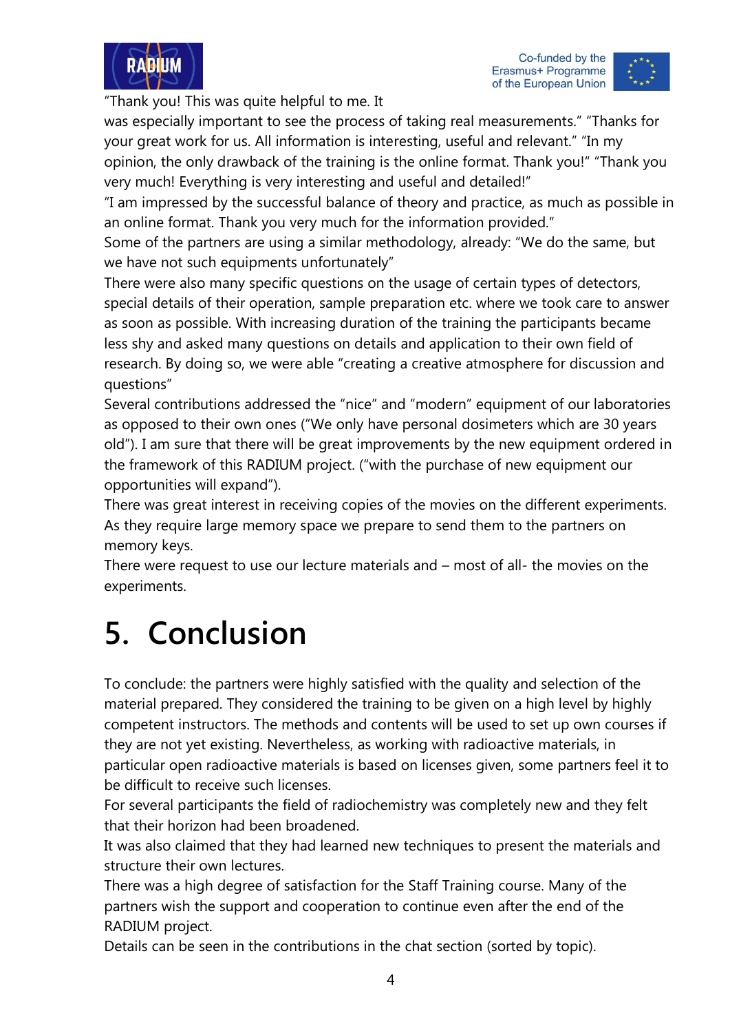"Thank you! This was quite helpful to me. It was especially important to see the process of taking real measurements." "Thanks for your great work for us. All information is interesting, useful and relevant." "In my opinion, the only drawback of the training is the online format. Thank you!" "Thank you very much! Everything is very interesting and useful and detailed!"

"I am impressed by the successful balance of theory and practice, as much as possible in an online format. Thank you very much for the information provided."

Some of the partners are using a similar methodology, already: "We do the same, but we have not such equipments unfortunately"

There were also many specific questions on the usage of certain types of detectors, special details of their operation, sample preparation etc. where we took care to answer as soon as possible. With increasing duration of the training the participants became less shy and asked many questions on details and application to their own field of research. By doing so, we were able "creating a creative atmosphere for discussion and questions"

Several contributions addressed the "nice" and "modern" equipment of our laboratories as opposed to their own ones ("We only have personal dosimeters which are 30 years old"). I am sure that there will be great improvements by the new equipment ordered in the framework of this RADIUM project. ("with the purchase of new equipment our opportunities will expand").

There was great interest in receiving copies of the movies on the different experiments. As they require large memory space we prepare to send them to the partners on memory keys.

There were request to use our lecture materials and – most of all- the movies on the experiments.

# 5. Conclusion

To conclude: the partners were highly satisfied with the quality and selection of the material prepared. They considered the training to be given on a high level by highly competent instructors. The methods and contents will be used to set up own courses if they are not yet existing. Nevertheless, as working with radioactive materials, in particular open radioactive materials is based on licenses given, some partners feel it to be difficult to receive such licenses.

For several participants the field of radiochemistry was completely new and they felt that their horizon had been broadened.

It was also claimed that they had learned new techniques to present the materials and structure their own lectures.

There was a high degree of satisfaction for the Staff Training course. Many of the partners wish the support and cooperation to continue even after the end of the RADIUM project.

Details can be seen in the contributions in the chat section (sorted by topic).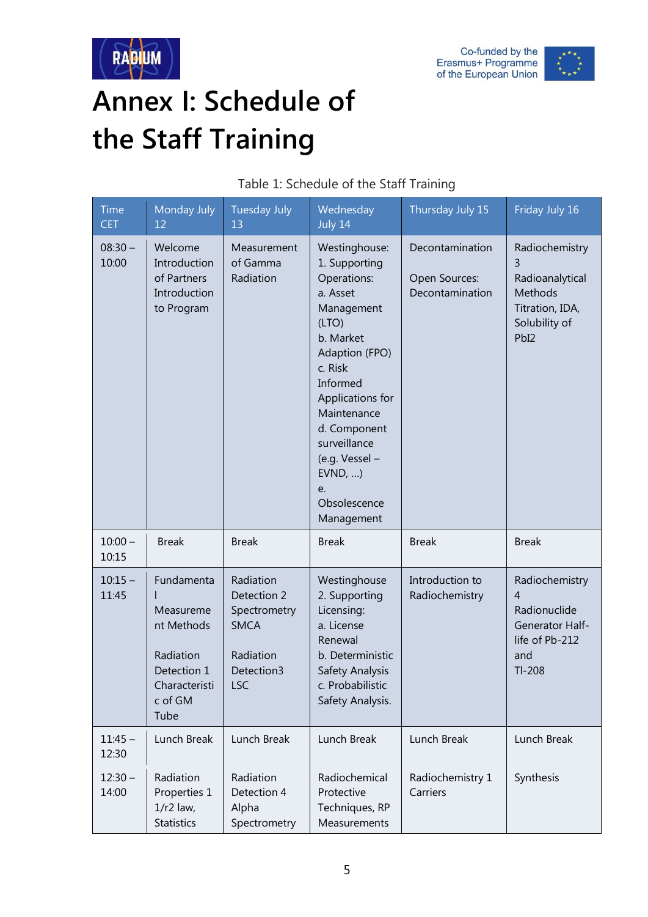# Annex I: Schedule of the Staff Training

Table 1: Schedule of the Staff Training

| Time CET | Monday July 12 | Tuesday July 13 | Wednesday July 14 | Thursday July 15 | Friday July 16 |
|---|---|---|---|---|---|
| 08:30 – 10:00 | Welcome Introduction of Partners Introduction to Program | Measurement of Gamma Radiation | Westinghouse: 1. Supporting Operations: a. Asset Management (LTO) b. Market Adaption (FPO) c. Risk Informed Applications for Maintenance d. Component surveillance (e.g. Vessel – EVND, …) e. Obsolescence Management | Decontamination<br><br>Open Sources: Decontamination | Radiochemistry 3 Radioanalytical Methods Titration, IDA, Solubility of PbI2 |
| 10:00 – 10:15 | Break | Break | Break | Break | Break |
| 10:15 – 11:45 | Fundamental Measurement Methods<br><br>Radiation Detection 1 Characteristic of GM Tube | Radiation Detection 2 Spectrometry SMCA<br><br>Radiation Detection3 LSC | Westinghouse 2. Supporting Licensing: a. License Renewal b. Deterministic Safety Analysis c. Probabilistic Safety Analysis. | Introduction to Radiochemistry | Radiochemistry 4 Radionuclide Generator Half-life of Pb-212 and Tl-208 |
| 11:45 – 12:30 | Lunch Break | Lunch Break | Lunch Break | Lunch Break | Lunch Break |
| 12:30 – 14:00 | Radiation Properties 1 1/r2 law, Statistics | Radiation Detection 4 Alpha Spectrometry | Radiochemical Protective Techniques, RP Measurements | Radiochemistry 1 Carriers | Synthesis |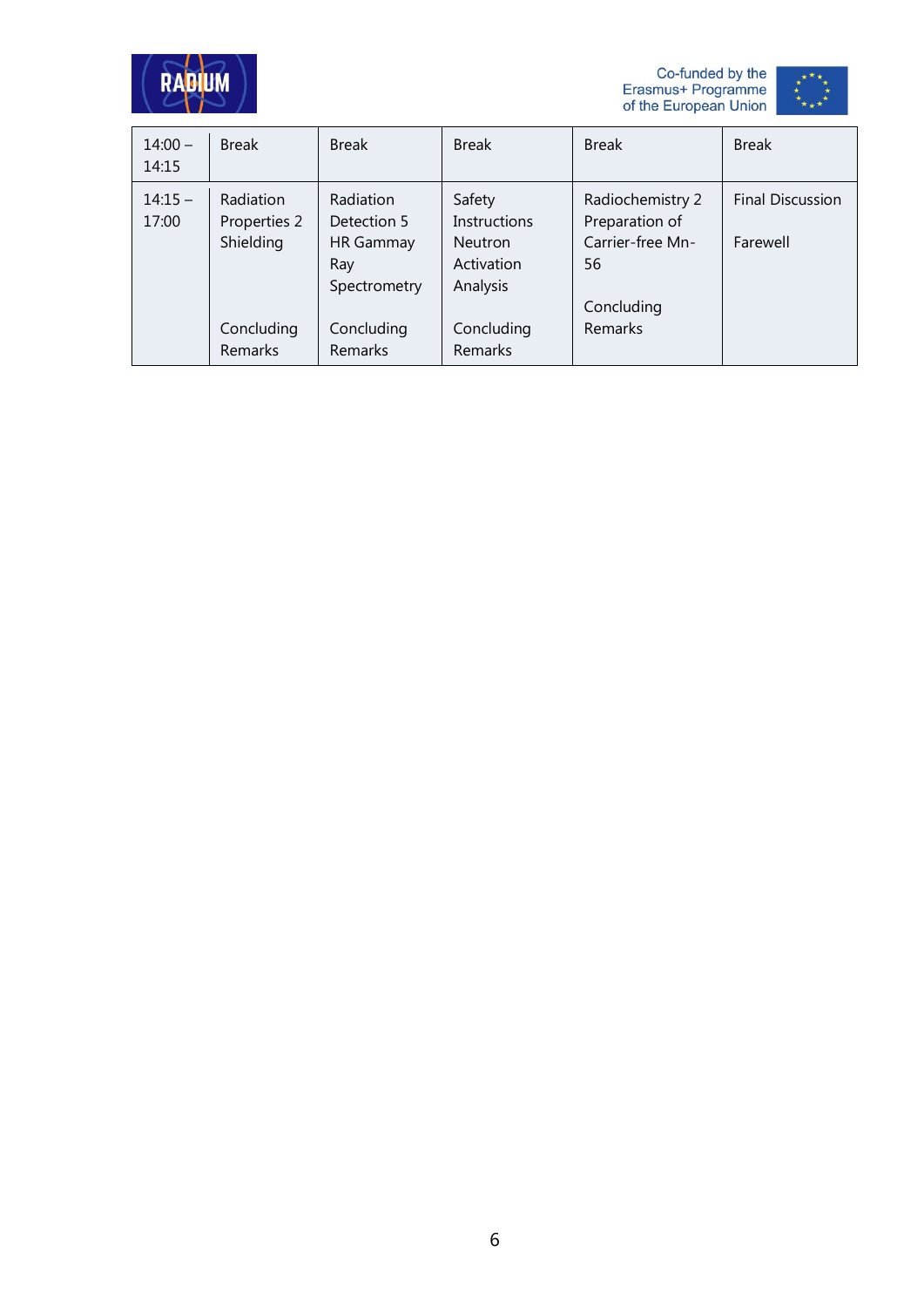| | | | | | |
|---|---|---|---|---|---|
| 14:00 – 14:15 | Break | Break | Break | Break | Break |
| 14:15 – 17:00 | Radiation Properties 2 Shielding<br><br>Concluding Remarks | Radiation Detection 5 HR Gammay Ray Spectrometry<br><br>Concluding Remarks | Safety Instructions Neutron Activation Analysis<br><br>Concluding Remarks | Radiochemistry 2 Preparation of Carrier-free Mn-56<br><br>Concluding Remarks | Final Discussion<br><br>Farewell |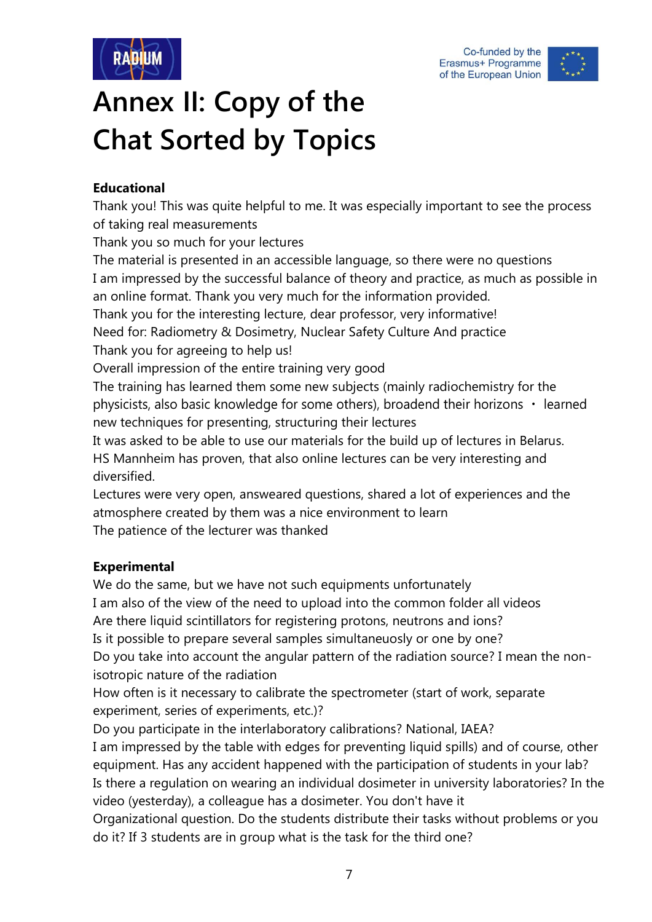# Annex II: Copy of the Chat Sorted by Topics

**Educational**

Thank you! This was quite helpful to me. It was especially important to see the process of taking real measurements

Thank you so much for your lectures

The material is presented in an accessible language, so there were no questions

I am impressed by the successful balance of theory and practice, as much as possible in an online format. Thank you very much for the information provided.

Thank you for the interesting lecture, dear professor, very informative!

Need for: Radiometry & Dosimetry, Nuclear Safety Culture And practice

Thank you for agreeing to help us!

Overall impression of the entire training very good

The training has learned them some new subjects (mainly radiochemistry for the physicists, also basic knowledge for some others), broadend their horizons • learned new techniques for presenting, structuring their lectures

It was asked to be able to use our materials for the build up of lectures in Belarus.

HS Mannheim has proven, that also online lectures can be very interesting and diversified.

Lectures were very open, answeared questions, shared a lot of experiences and the atmosphere created by them was a nice environment to learn

The patience of the lecturer was thanked

**Experimental**

We do the same, but we have not such equipments unfortunately

I am also of the view of the need to upload into the common folder all videos

Are there liquid scintillators for registering protons, neutrons and ions?

Is it possible to prepare several samples simultaneuosly or one by one?

Do you take into account the angular pattern of the radiation source? I mean the non-isotropic nature of the radiation

How often is it necessary to calibrate the spectrometer (start of work, separate experiment, series of experiments, etc.)?

Do you participate in the interlaboratory calibrations? National, IAEA?

I am impressed by the table with edges for preventing liquid spills) and of course, other equipment. Has any accident happened with the participation of students in your lab?

Is there a regulation on wearing an individual dosimeter in university laboratories? In the video (yesterday), a colleague has a dosimeter. You don't have it

Organizational question. Do the students distribute their tasks without problems or you do it? If 3 students are in group what is the task for the third one?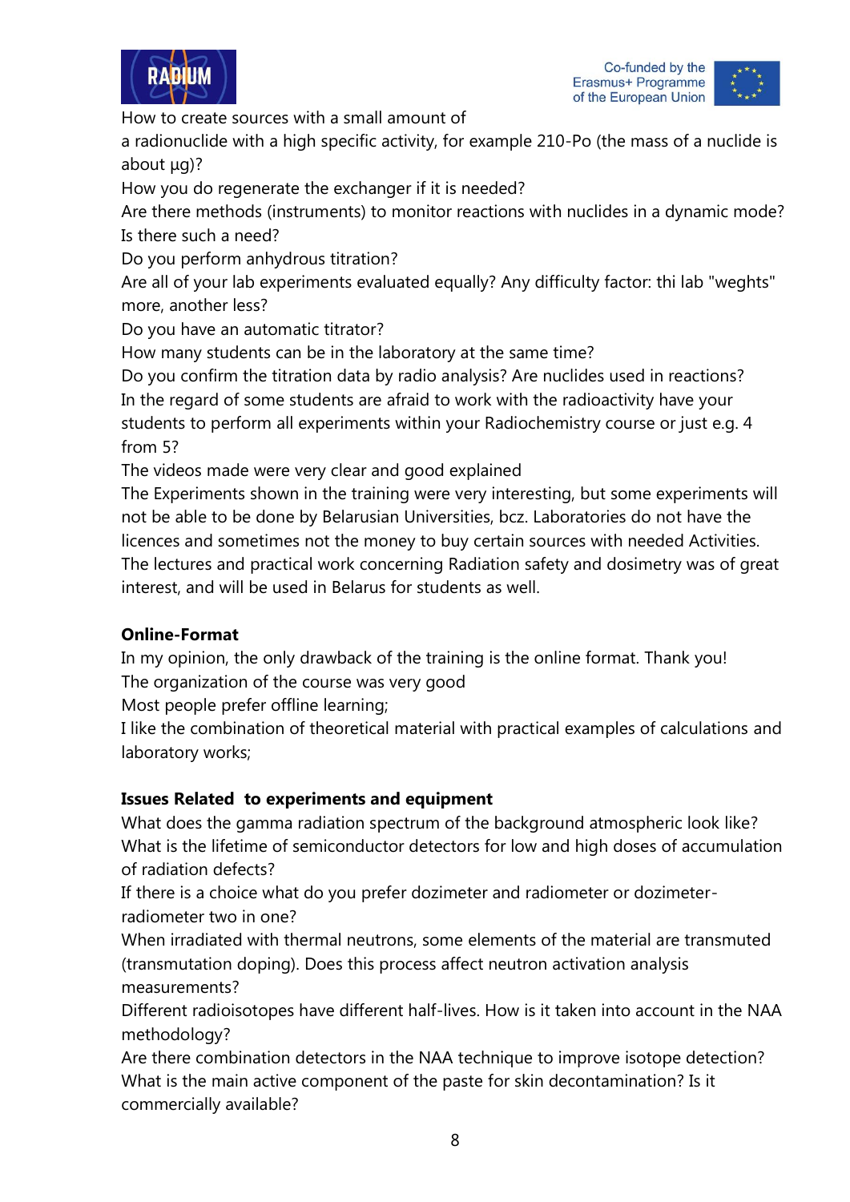How to create sources with a small amount of a radionuclide with a high specific activity, for example 210-Po (the mass of a nuclide is about µg)?

How you do regenerate the exchanger if it is needed?

Are there methods (instruments) to monitor reactions with nuclides in a dynamic mode? Is there such a need?

Do you perform anhydrous titration?

Are all of your lab experiments evaluated equally? Any difficulty factor: thi lab "weghts" more, another less?

Do you have an automatic titrator?

How many students can be in the laboratory at the same time?

Do you confirm the titration data by radio analysis? Are nuclides used in reactions?

In the regard of some students are afraid to work with the radioactivity have your students to perform all experiments within your Radiochemistry course or just e.g. 4 from 5?

The videos made were very clear and good explained

The Experiments shown in the training were very interesting, but some experiments will not be able to be done by Belarusian Universities, bcz. Laboratories do not have the licences and sometimes not the money to buy certain sources with needed Activities.

The lectures and practical work concerning Radiation safety and dosimetry was of great interest, and will be used in Belarus for students as well.

**Online-Format**

In my opinion, the only drawback of the training is the online format. Thank you!

The organization of the course was very good

Most people prefer offline learning;

I like the combination of theoretical material with practical examples of calculations and laboratory works;

**Issues Related to experiments and equipment**

What does the gamma radiation spectrum of the background atmospheric look like?

What is the lifetime of semiconductor detectors for low and high doses of accumulation of radiation defects?

If there is a choice what do you prefer dozimeter and radiometer or dozimeter-radiometer two in one?

When irradiated with thermal neutrons, some elements of the material are transmuted (transmutation doping). Does this process affect neutron activation analysis measurements?

Different radioisotopes have different half-lives. How is it taken into account in the NAA methodology?

Are there combination detectors in the NAA technique to improve isotope detection?

What is the main active component of the paste for skin decontamination? Is it commercially available?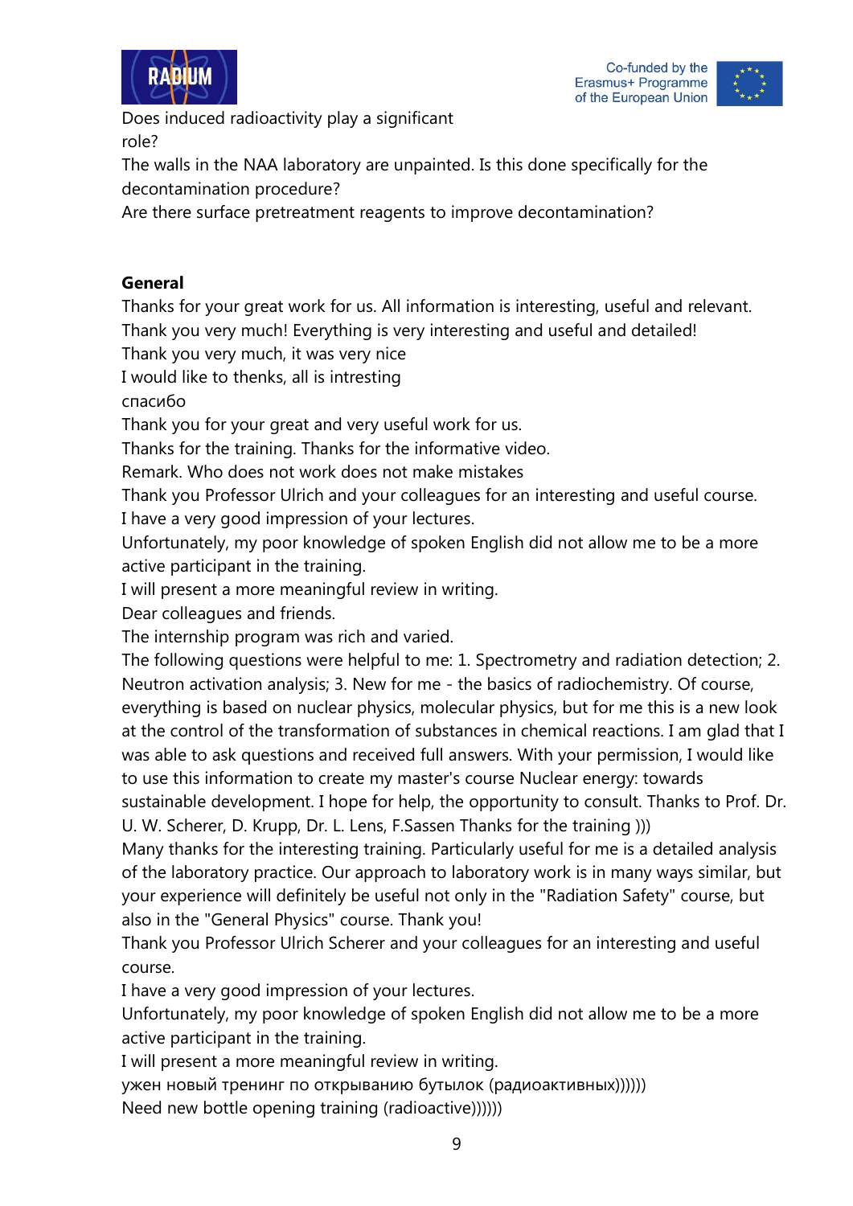Does induced radioactivity play a significant role?

The walls in the NAA laboratory are unpainted. Is this done specifically for the decontamination procedure?

Are there surface pretreatment reagents to improve decontamination?

**General**

Thanks for your great work for us. All information is interesting, useful and relevant.

Thank you very much! Everything is very interesting and useful and detailed!

Thank you very much, it was very nice

I would like to thenks, all is intresting

спасибо

Thank you for your great and very useful work for us.

Thanks for the training. Thanks for the informative video.

Remark. Who does not work does not make mistakes

Thank you Professor Ulrich and your colleagues for an interesting and useful course.

I have a very good impression of your lectures.

Unfortunately, my poor knowledge of spoken English did not allow me to be a more active participant in the training.

I will present a more meaningful review in writing.

Dear colleagues and friends.

The internship program was rich and varied.

The following questions were helpful to me: 1. Spectrometry and radiation detection; 2. Neutron activation analysis; 3. New for me - the basics of radiochemistry. Of course, everything is based on nuclear physics, molecular physics, but for me this is a new look at the control of the transformation of substances in chemical reactions. I am glad that I was able to ask questions and received full answers. With your permission, I would like to use this information to create my master's course Nuclear energy: towards sustainable development. I hope for help, the opportunity to consult. Thanks to Prof. Dr. U. W. Scherer, D. Krupp, Dr. L. Lens, F.Sassen Thanks for the training )))

Many thanks for the interesting training. Particularly useful for me is a detailed analysis of the laboratory practice. Our approach to laboratory work is in many ways similar, but your experience will definitely be useful not only in the "Radiation Safety" course, but also in the "General Physics" course. Thank you!

Thank you Professor Ulrich Scherer and your colleagues for an interesting and useful course.

I have a very good impression of your lectures.

Unfortunately, my poor knowledge of spoken English did not allow me to be a more active participant in the training.

I will present a more meaningful review in writing.

ужен новый тренинг по открыванию бутылок (радиоактивных))))))

Need new bottle opening training (radioactive))))))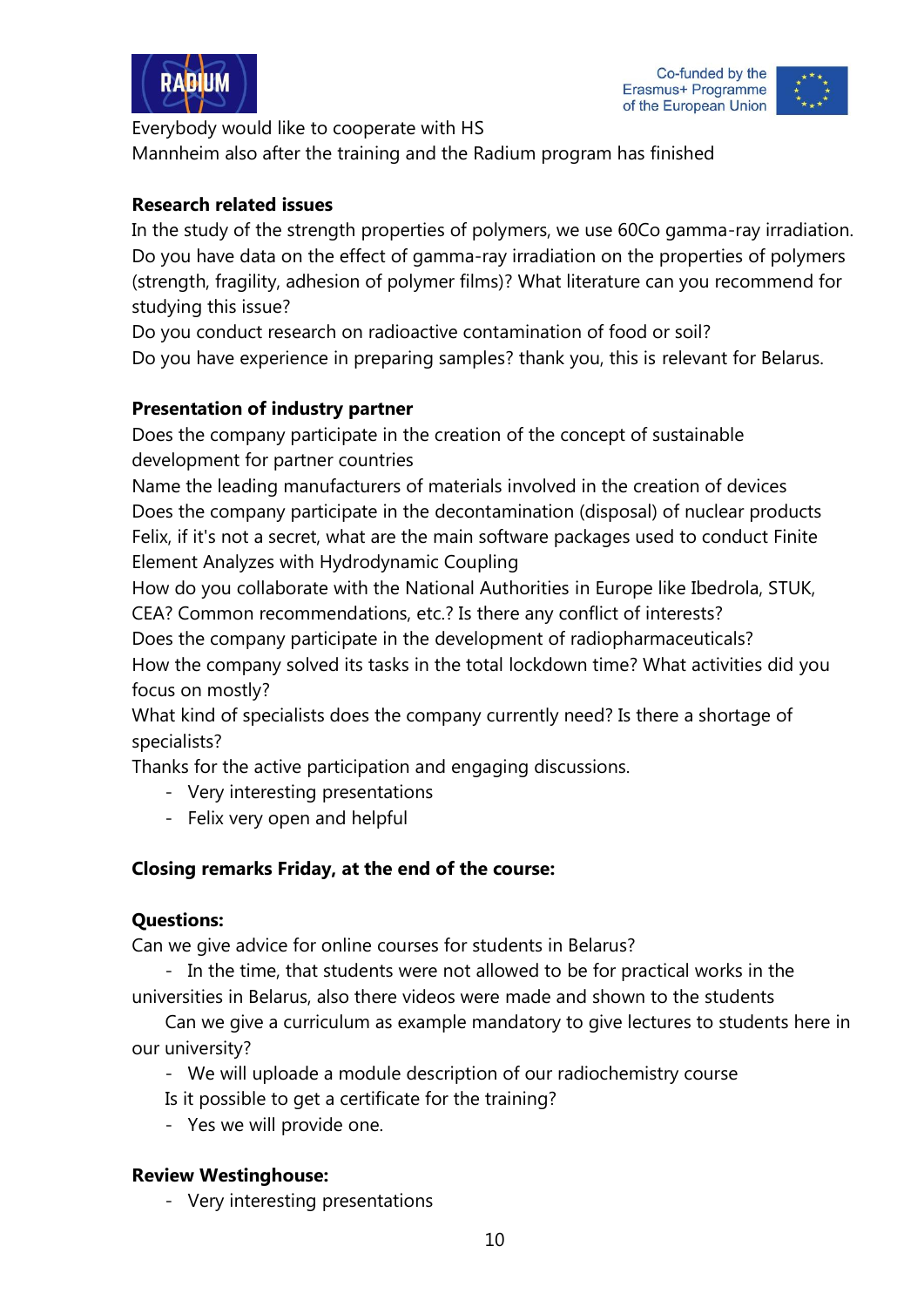Everybody would like to cooperate with HS
Mannheim also after the training and the Radium program has finished

**Research related issues**

In the study of the strength properties of polymers, we use 60Co gamma-ray irradiation. Do you have data on the effect of gamma-ray irradiation on the properties of polymers (strength, fragility, adhesion of polymer films)? What literature can you recommend for studying this issue?
Do you conduct research on radioactive contamination of food or soil?
Do you have experience in preparing samples? thank you, this is relevant for Belarus.

**Presentation of industry partner**

Does the company participate in the creation of the concept of sustainable development for partner countries
Name the leading manufacturers of materials involved in the creation of devices
Does the company participate in the decontamination (disposal) of nuclear products
Felix, if it's not a secret, what are the main software packages used to conduct Finite Element Analyzes with Hydrodynamic Coupling
How do you collaborate with the National Authorities in Europe like Ibedrola, STUK, CEA? Common recommendations, etc.? Is there any conflict of interests?
Does the company participate in the development of radiopharmaceuticals?
How the company solved its tasks in the total lockdown time? What activities did you focus on mostly?
What kind of specialists does the company currently need? Is there a shortage of specialists?
Thanks for the active participation and engaging discussions.

- Very interesting presentations
- Felix very open and helpful

**Closing remarks Friday, at the end of the course:**

**Questions:**

Can we give advice for online courses for students in Belarus?

- In the time, that students were not allowed to be for practical works in the universities in Belarus, also there videos were made and shown to the students

Can we give a curriculum as example mandatory to give lectures to students here in our university?

- We will uploade a module description of our radiochemistry course

Is it possible to get a certificate for the training?

- Yes we will provide one.

**Review Westinghouse:**

- Very interesting presentations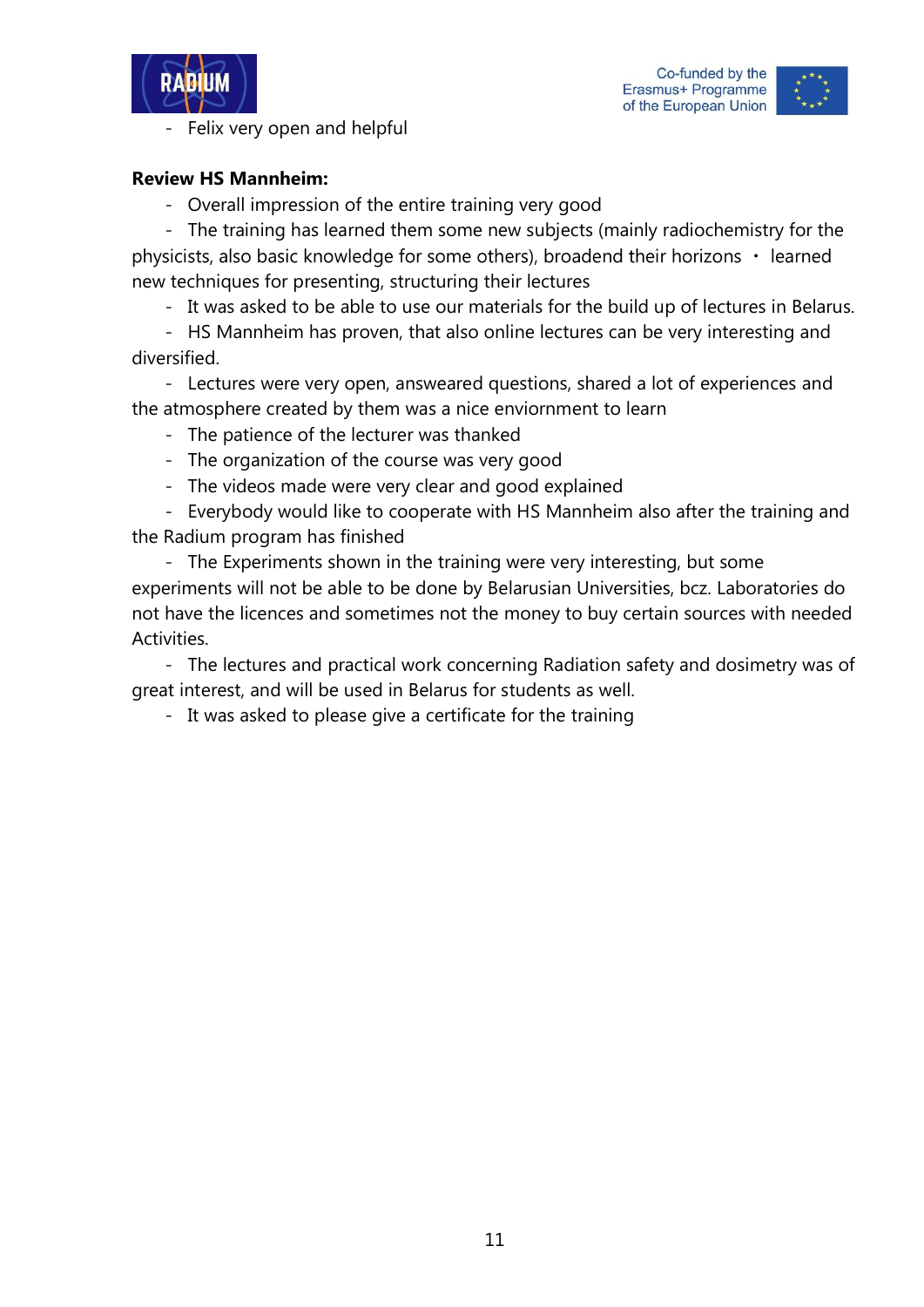- Felix very open and helpful

**Review HS Mannheim:**

- Overall impression of the entire training very good
- The training has learned them some new subjects (mainly radiochemistry for the physicists, also basic knowledge for some others), broadend their horizons • learned new techniques for presenting, structuring their lectures
- It was asked to be able to use our materials for the build up of lectures in Belarus.
- HS Mannheim has proven, that also online lectures can be very interesting and diversified.
- Lectures were very open, answeared questions, shared a lot of experiences and the atmosphere created by them was a nice enviornment to learn
- The patience of the lecturer was thanked
- The organization of the course was very good
- The videos made were very clear and good explained
- Everybody would like to cooperate with HS Mannheim also after the training and the Radium program has finished
- The Experiments shown in the training were very interesting, but some experiments will not be able to be done by Belarusian Universities, bcz. Laboratories do not have the licences and sometimes not the money to buy certain sources with needed Activities.
- The lectures and practical work concerning Radiation safety and dosimetry was of great interest, and will be used in Belarus for students as well.
- It was asked to please give a certificate for the training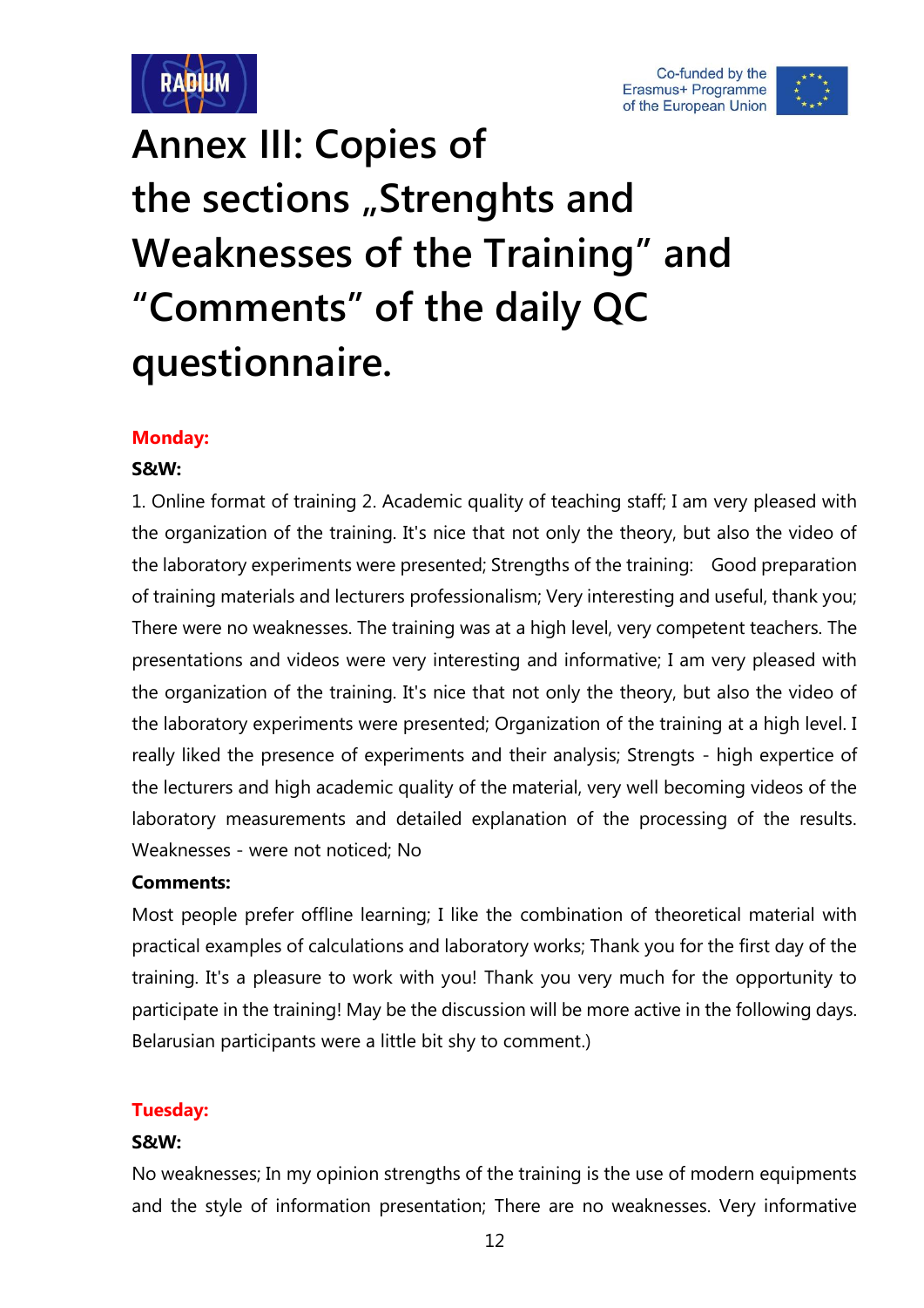# Annex III: Copies of the sections „Strenghts and Weaknesses of the Training" and "Comments" of the daily QC questionnaire.

**Monday:**

**S&W:**

1. Online format of training 2. Academic quality of teaching staff; I am very pleased with the organization of the training. It's nice that not only the theory, but also the video of the laboratory experiments were presented; Strengths of the training: Good preparation of training materials and lecturers professionalism; Very interesting and useful, thank you; There were no weaknesses. The training was at a high level, very competent teachers. The presentations and videos were very interesting and informative; I am very pleased with the organization of the training. It's nice that not only the theory, but also the video of the laboratory experiments were presented; Organization of the training at a high level. I really liked the presence of experiments and their analysis; Strengts - high expertice of the lecturers and high academic quality of the material, very well becoming videos of the laboratory measurements and detailed explanation of the processing of the results. Weaknesses - were not noticed; No

**Comments:**

Most people prefer offline learning; I like the combination of theoretical material with practical examples of calculations and laboratory works; Thank you for the first day of the training. It's a pleasure to work with you! Thank you very much for the opportunity to participate in the training! May be the discussion will be more active in the following days. Belarusian participants were a little bit shy to comment.)

**Tuesday:**

**S&W:**

No weaknesses; In my opinion strengths of the training is the use of modern equipments and the style of information presentation; There are no weaknesses. Very informative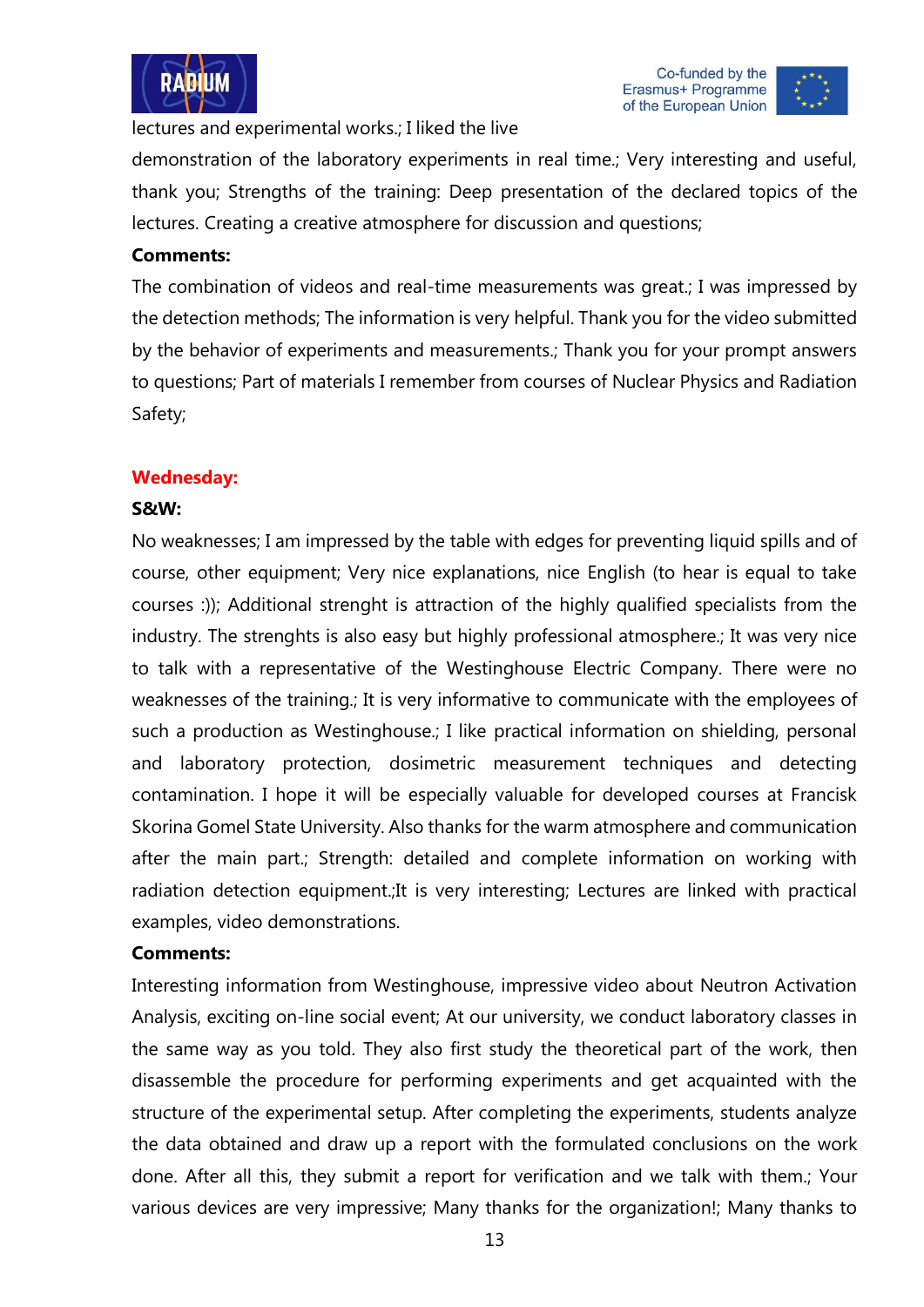lectures and experimental works.; I liked the live demonstration of the laboratory experiments in real time.; Very interesting and useful, thank you; Strengths of the training: Deep presentation of the declared topics of the lectures. Creating a creative atmosphere for discussion and questions;

**Comments:**

The combination of videos and real-time measurements was great.; I was impressed by the detection methods; The information is very helpful. Thank you for the video submitted by the behavior of experiments and measurements.; Thank you for your prompt answers to questions; Part of materials I remember from courses of Nuclear Physics and Radiation Safety;

**Wednesday:**

**S&W:**

No weaknesses; I am impressed by the table with edges for preventing liquid spills and of course, other equipment; Very nice explanations, nice English (to hear is equal to take courses :)); Additional strenght is attraction of the highly qualified specialists from the industry. The strenghts is also easy but highly professional atmosphere.; It was very nice to talk with a representative of the Westinghouse Electric Company. There were no weaknesses of the training.; It is very informative to communicate with the employees of such a production as Westinghouse.; I like practical information on shielding, personal and laboratory protection, dosimetric measurement techniques and detecting contamination. I hope it will be especially valuable for developed courses at Francisk Skorina Gomel State University. Also thanks for the warm atmosphere and communication after the main part.; Strength: detailed and complete information on working with radiation detection equipment.;It is very interesting; Lectures are linked with practical examples, video demonstrations.

**Comments:**

Interesting information from Westinghouse, impressive video about Neutron Activation Analysis, exciting on-line social event; At our university, we conduct laboratory classes in the same way as you told. They also first study the theoretical part of the work, then disassemble the procedure for performing experiments and get acquainted with the structure of the experimental setup. After completing the experiments, students analyze the data obtained and draw up a report with the formulated conclusions on the work done. After all this, they submit a report for verification and we talk with them.; Your various devices are very impressive; Many thanks for the organization!; Many thanks to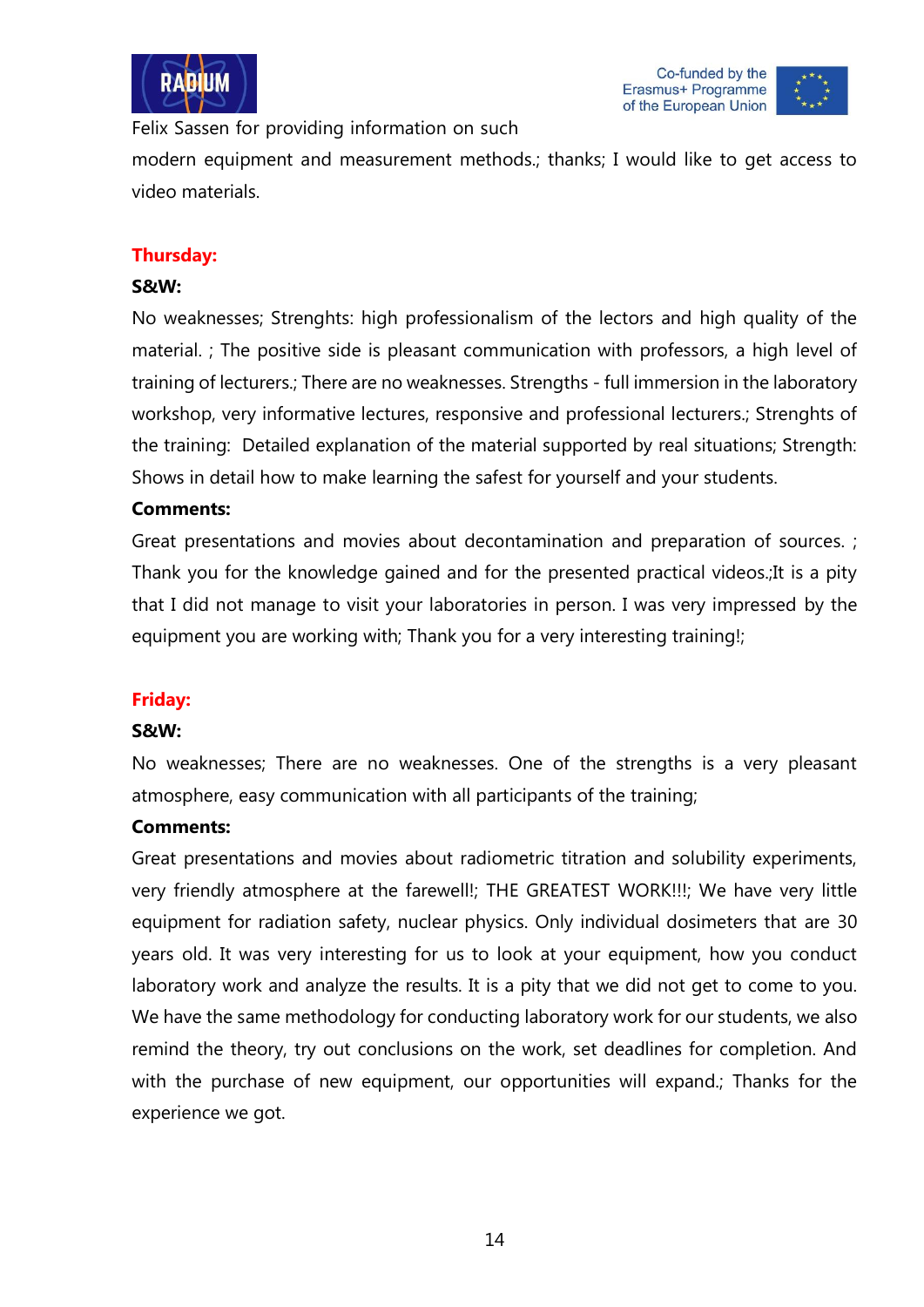Felix Sassen for providing information on such modern equipment and measurement methods.; thanks; I would like to get access to video materials.

**Thursday:**

**S&W:**

No weaknesses; Strenghts: high professionalism of the lectors and high quality of the material. ; The positive side is pleasant communication with professors, a high level of training of lecturers.; There are no weaknesses. Strengths - full immersion in the laboratory workshop, very informative lectures, responsive and professional lecturers.; Strenghts of the training: Detailed explanation of the material supported by real situations; Strength: Shows in detail how to make learning the safest for yourself and your students.

**Comments:**

Great presentations and movies about decontamination and preparation of sources. ; Thank you for the knowledge gained and for the presented practical videos.;It is a pity that I did not manage to visit your laboratories in person. I was very impressed by the equipment you are working with; Thank you for a very interesting training!;

**Friday:**

**S&W:**

No weaknesses; There are no weaknesses. One of the strengths is a very pleasant atmosphere, easy communication with all participants of the training;

**Comments:**

Great presentations and movies about radiometric titration and solubility experiments, very friendly atmosphere at the farewell!; THE GREATEST WORK!!!; We have very little equipment for radiation safety, nuclear physics. Only individual dosimeters that are 30 years old. It was very interesting for us to look at your equipment, how you conduct laboratory work and analyze the results. It is a pity that we did not get to come to you. We have the same methodology for conducting laboratory work for our students, we also remind the theory, try out conclusions on the work, set deadlines for completion. And with the purchase of new equipment, our opportunities will expand.; Thanks for the experience we got.